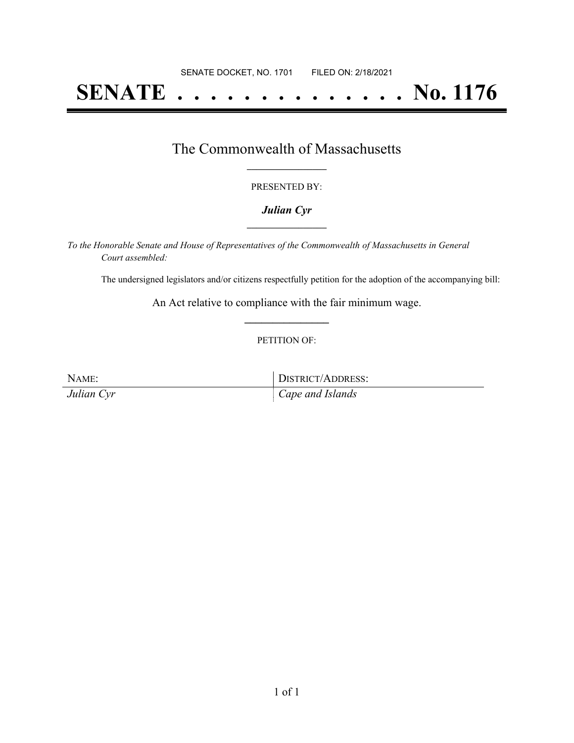SENATE DOCKET, NO. 1701 FILED ON: 2/18/2021

# SENATE . . . . . . . . . . . . . . No. 1176

## The Commonwealth of Massachusetts

PRESENTED BY:

***Julian Cyr***

*To the Honorable Senate and House of Representatives of the Commonwealth of Massachusetts in General Court assembled:*

The undersigned legislators and/or citizens respectfully petition for the adoption of the accompanying bill:

An Act relative to compliance with the fair minimum wage.

PETITION OF:

| NAME: | DISTRICT/ADDRESS: |
| --- | --- |
| *Julian Cyr* | *Cape and Islands* |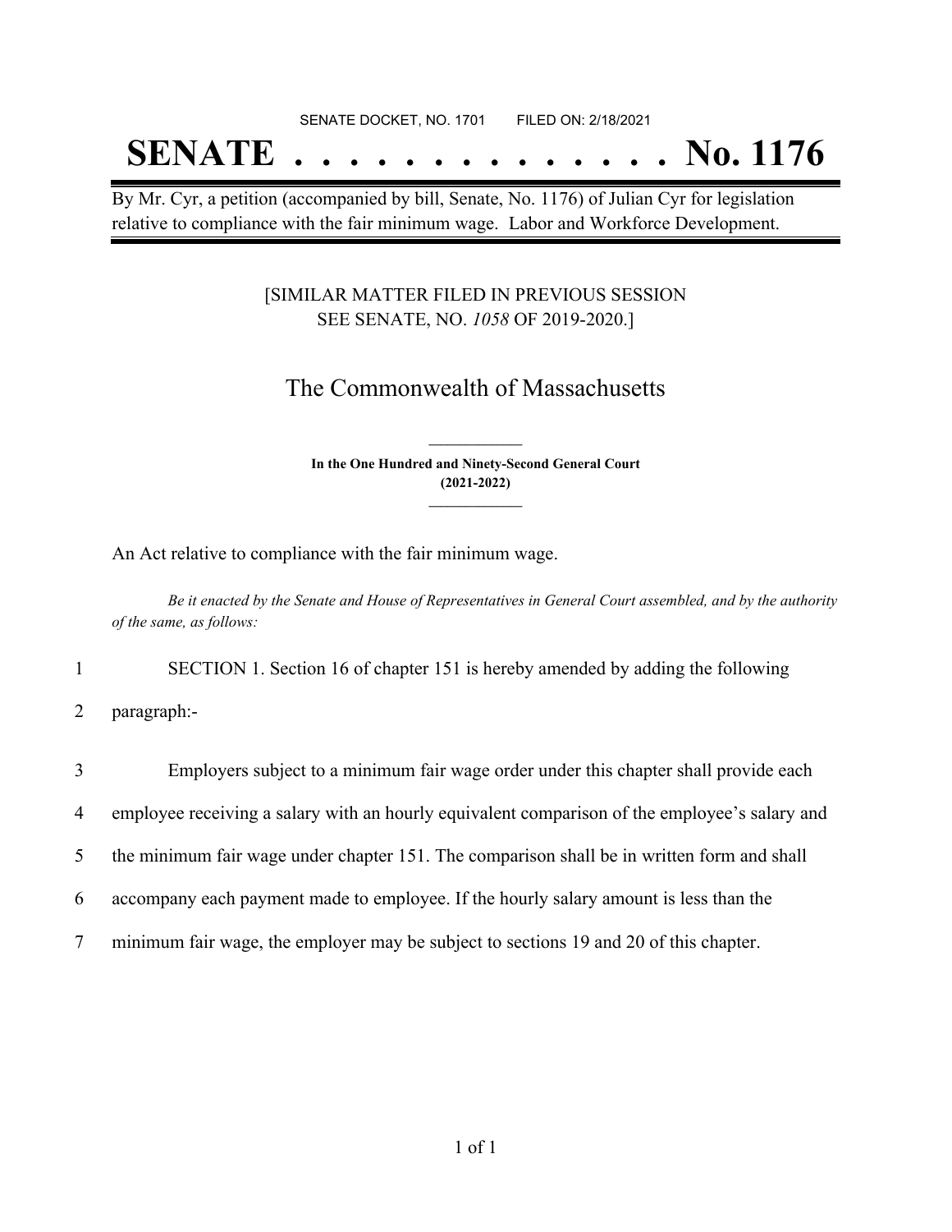SENATE DOCKET, NO. 1701 FILED ON: 2/18/2021

# SENATE . . . . . . . . . . . . . . No. 1176

By Mr. Cyr, a petition (accompanied by bill, Senate, No. 1176) of Julian Cyr for legislation relative to compliance with the fair minimum wage. Labor and Workforce Development.

[SIMILAR MATTER FILED IN PREVIOUS SESSION SEE SENATE, NO. *1058* OF 2019-2020.]

## The Commonwealth of Massachusetts

**In the One Hundred and Ninety-Second General Court (2021-2022)**

An Act relative to compliance with the fair minimum wage.

*Be it enacted by the Senate and House of Representatives in General Court assembled, and by the authority of the same, as follows:*

1 SECTION 1. Section 16 of chapter 151 is hereby amended by adding the following
2 paragraph:-

3 Employers subject to a minimum fair wage order under this chapter shall provide each
4 employee receiving a salary with an hourly equivalent comparison of the employee's salary and
5 the minimum fair wage under chapter 151. The comparison shall be in written form and shall
6 accompany each payment made to employee. If the hourly salary amount is less than the
7 minimum fair wage, the employer may be subject to sections 19 and 20 of this chapter.